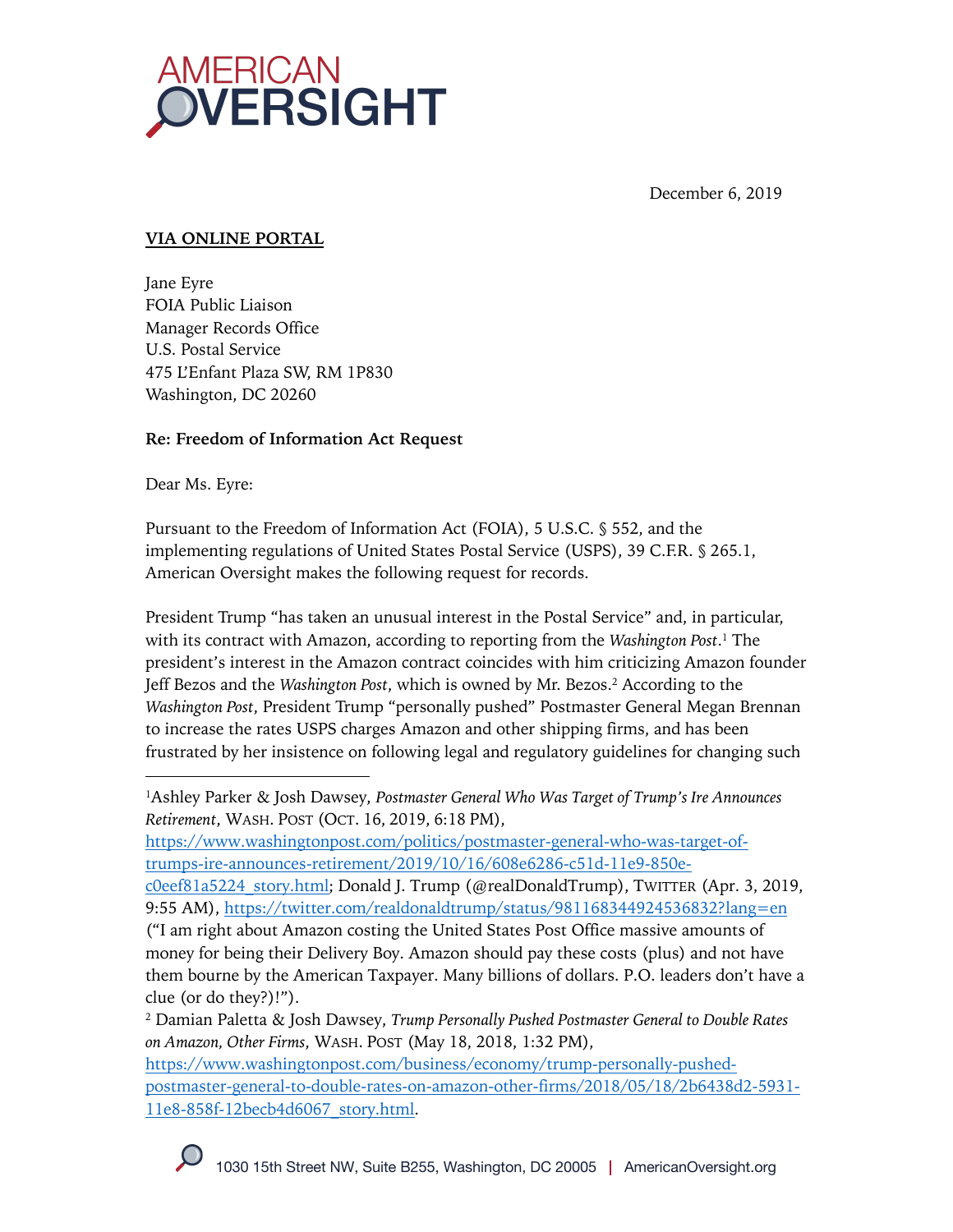AMERICAN OVERSIGHT

December 6, 2019

**VIA ONLINE PORTAL**

Jane Eyre
FOIA Public Liaison
Manager Records Office
U.S. Postal Service
475 L'Enfant Plaza SW, RM 1P830
Washington, DC 20260

**Re: Freedom of Information Act Request**

Dear Ms. Eyre:

Pursuant to the Freedom of Information Act (FOIA), 5 U.S.C. § 552, and the implementing regulations of United States Postal Service (USPS), 39 C.F.R. § 265.1, American Oversight makes the following request for records.

President Trump "has taken an unusual interest in the Postal Service" and, in particular, with its contract with Amazon, according to reporting from the *Washington Post*.[1] The president's interest in the Amazon contract coincides with him criticizing Amazon founder Jeff Bezos and the *Washington Post*, which is owned by Mr. Bezos.[2] According to the *Washington Post*, President Trump "personally pushed" Postmaster General Megan Brennan to increase the rates USPS charges Amazon and other shipping firms, and has been frustrated by her insistence on following legal and regulatory guidelines for changing such

---

[1] Ashley Parker & Josh Dawsey, *Postmaster General Who Was Target of Trump's Ire Announces Retirement*, WASH. POST (OCT. 16, 2019, 6:18 PM), https://www.washingtonpost.com/politics/postmaster-general-who-was-target-of-trumps-ire-announces-retirement/2019/10/16/608e6286-c51d-11e9-850e-c0eef81a5224_story.html; Donald J. Trump (@realDonaldTrump), TWITTER (Apr. 3, 2019, 9:55 AM), https://twitter.com/realdonaldtrump/status/981168344924536832?lang=en ("I am right about Amazon costing the United States Post Office massive amounts of money for being their Delivery Boy. Amazon should pay these costs (plus) and not have them bourne by the American Taxpayer. Many billions of dollars. P.O. leaders don't have a clue (or do they?)!").

[2] Damian Paletta & Josh Dawsey, *Trump Personally Pushed Postmaster General to Double Rates on Amazon, Other Firms*, WASH. POST (May 18, 2018, 1:32 PM), https://www.washingtonpost.com/business/economy/trump-personally-pushed-postmaster-general-to-double-rates-on-amazon-other-firms/2018/05/18/2b6438d2-5931-11e8-858f-12becb4d6067_story.html.

1030 15th Street NW, Suite B255, Washington, DC 20005 | AmericanOversight.org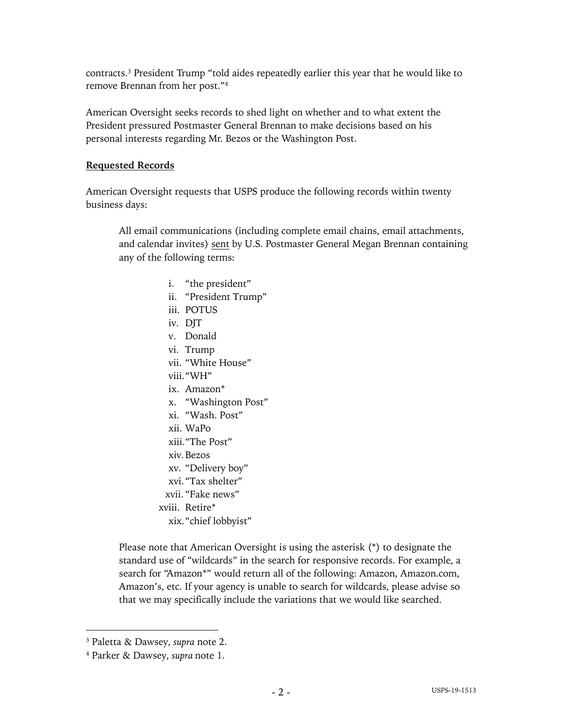contracts.[3] President Trump "told aides repeatedly earlier this year that he would like to remove Brennan from her post."[4]

American Oversight seeks records to shed light on whether and to what extent the President pressured Postmaster General Brennan to make decisions based on his personal interests regarding Mr. Bezos or the Washington Post.

**<u>Requested Records</u>**

American Oversight requests that USPS produce the following records within twenty business days:

> All email communications (including complete email chains, email attachments, and calendar invites) <u>sent</u> by U.S. Postmaster General Megan Brennan containing any of the following terms:
>
> i. "the president"
> ii. "President Trump"
> iii. POTUS
> iv. DJT
> v. Donald
> vi. Trump
> vii. "White House"
> viii. "WH"
> ix. Amazon*
> x. "Washington Post"
> xi. "Wash. Post"
> xii. WaPo
> xiii. "The Post"
> xiv. Bezos
> xv. "Delivery boy"
> xvi. "Tax shelter"
> xvii. "Fake news"
> xviii. Retire*
> xix. "chief lobbyist"
>
> Please note that American Oversight is using the asterisk (*) to designate the standard use of "wildcards" in the search for responsive records. For example, a search for "Amazon*" would return all of the following: Amazon, Amazon.com, Amazon's, etc. If your agency is unable to search for wildcards, please advise so that we may specifically include the variations that we would like searched.

---

[3] Paletta & Dawsey, *supra* note 2.

[4] Parker & Dawsey, *supra* note 1.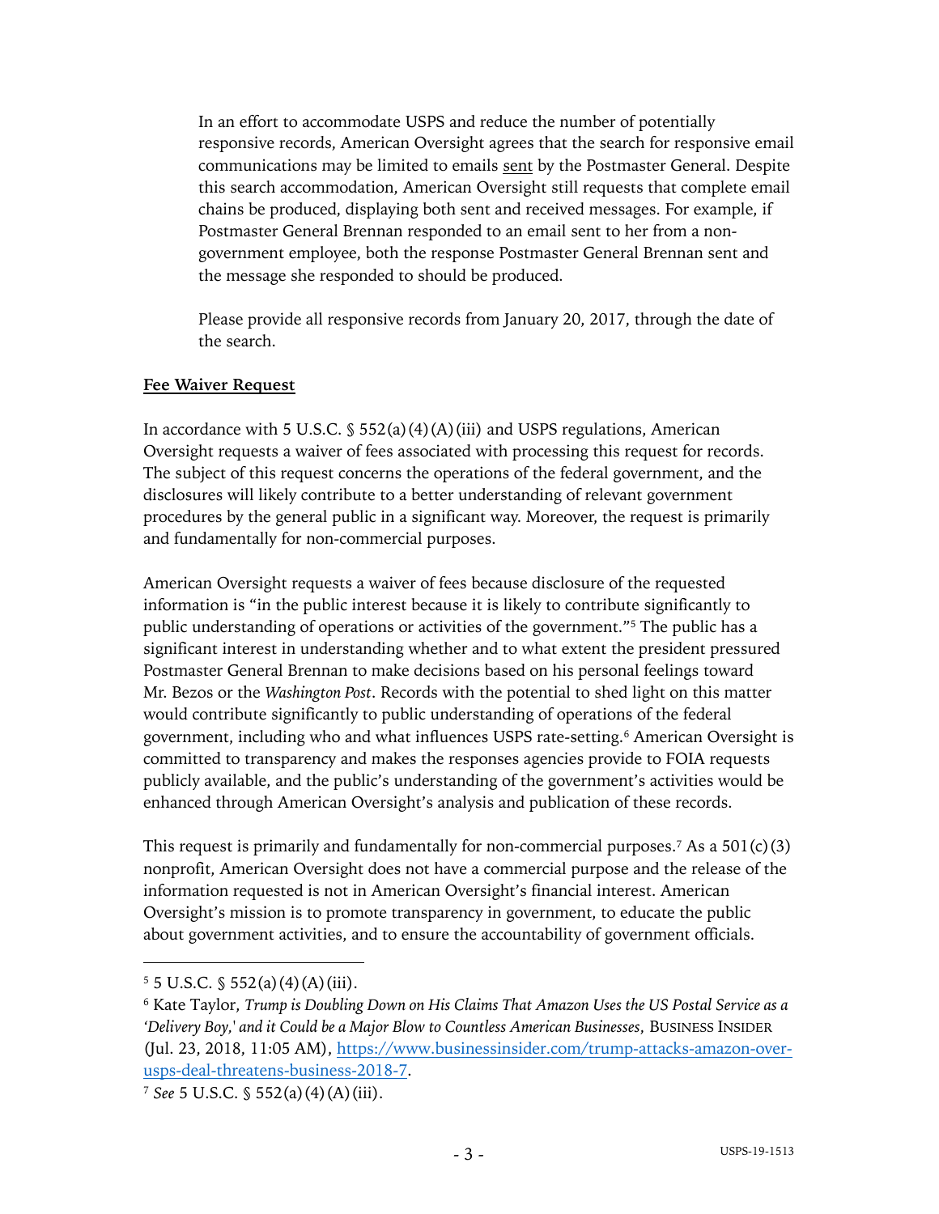In an effort to accommodate USPS and reduce the number of potentially responsive records, American Oversight agrees that the search for responsive email communications may be limited to emails sent by the Postmaster General. Despite this search accommodation, American Oversight still requests that complete email chains be produced, displaying both sent and received messages. For example, if Postmaster General Brennan responded to an email sent to her from a non-government employee, both the response Postmaster General Brennan sent and the message she responded to should be produced.

Please provide all responsive records from January 20, 2017, through the date of the search.

**Fee Waiver Request**

In accordance with 5 U.S.C. § 552(a)(4)(A)(iii) and USPS regulations, American Oversight requests a waiver of fees associated with processing this request for records. The subject of this request concerns the operations of the federal government, and the disclosures will likely contribute to a better understanding of relevant government procedures by the general public in a significant way. Moreover, the request is primarily and fundamentally for non-commercial purposes.

American Oversight requests a waiver of fees because disclosure of the requested information is "in the public interest because it is likely to contribute significantly to public understanding of operations or activities of the government."[5] The public has a significant interest in understanding whether and to what extent the president pressured Postmaster General Brennan to make decisions based on his personal feelings toward Mr. Bezos or the *Washington Post*. Records with the potential to shed light on this matter would contribute significantly to public understanding of operations of the federal government, including who and what influences USPS rate-setting.[6] American Oversight is committed to transparency and makes the responses agencies provide to FOIA requests publicly available, and the public's understanding of the government's activities would be enhanced through American Oversight's analysis and publication of these records.

This request is primarily and fundamentally for non-commercial purposes.[7] As a 501(c)(3) nonprofit, American Oversight does not have a commercial purpose and the release of the information requested is not in American Oversight's financial interest. American Oversight's mission is to promote transparency in government, to educate the public about government activities, and to ensure the accountability of government officials.

---

[5] 5 U.S.C. § 552(a)(4)(A)(iii).

[6] Kate Taylor, *Trump is Doubling Down on His Claims That Amazon Uses the US Postal Service as a 'Delivery Boy,' and it Could be a Major Blow to Countless American Businesses*, BUSINESS INSIDER (Jul. 23, 2018, 11:05 AM), https://www.businessinsider.com/trump-attacks-amazon-over-usps-deal-threatens-business-2018-7.

[7] *See* 5 U.S.C. § 552(a)(4)(A)(iii).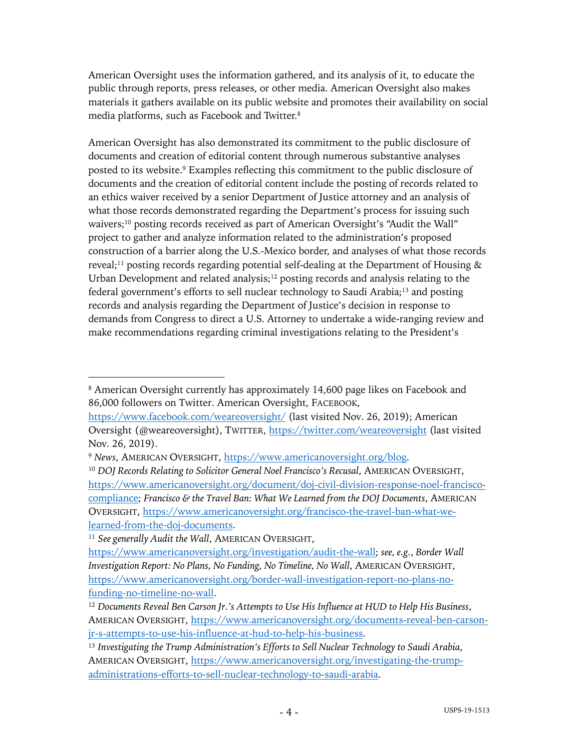American Oversight uses the information gathered, and its analysis of it, to educate the public through reports, press releases, or other media. American Oversight also makes materials it gathers available on its public website and promotes their availability on social media platforms, such as Facebook and Twitter.[8]

American Oversight has also demonstrated its commitment to the public disclosure of documents and creation of editorial content through numerous substantive analyses posted to its website.[9] Examples reflecting this commitment to the public disclosure of documents and the creation of editorial content include the posting of records related to an ethics waiver received by a senior Department of Justice attorney and an analysis of what those records demonstrated regarding the Department's process for issuing such waivers;[10] posting records received as part of American Oversight's "Audit the Wall" project to gather and analyze information related to the administration's proposed construction of a barrier along the U.S.-Mexico border, and analyses of what those records reveal;[11] posting records regarding potential self-dealing at the Department of Housing & Urban Development and related analysis;[12] posting records and analysis relating to the federal government's efforts to sell nuclear technology to Saudi Arabia;[13] and posting records and analysis regarding the Department of Justice's decision in response to demands from Congress to direct a U.S. Attorney to undertake a wide-ranging review and make recommendations regarding criminal investigations relating to the President's

---

[8] American Oversight currently has approximately 14,600 page likes on Facebook and 86,000 followers on Twitter. American Oversight, FACEBOOK, https://www.facebook.com/weareoversight/ (last visited Nov. 26, 2019); American Oversight (@weareoversight), TWITTER, https://twitter.com/weareoversight (last visited Nov. 26, 2019).

[9] *News*, AMERICAN OVERSIGHT, https://www.americanoversight.org/blog.

[10] *DOJ Records Relating to Solicitor General Noel Francisco's Recusal*, AMERICAN OVERSIGHT, https://www.americanoversight.org/document/doj-civil-division-response-noel-francisco-compliance; *Francisco & the Travel Ban: What We Learned from the DOJ Documents*, AMERICAN OVERSIGHT, https://www.americanoversight.org/francisco-the-travel-ban-what-we-learned-from-the-doj-documents.

[11] *See generally Audit the Wall*, AMERICAN OVERSIGHT, https://www.americanoversight.org/investigation/audit-the-wall; *see, e.g.*, *Border Wall Investigation Report: No Plans, No Funding, No Timeline, No Wall*, AMERICAN OVERSIGHT, https://www.americanoversight.org/border-wall-investigation-report-no-plans-no-funding-no-timeline-no-wall.

[12] *Documents Reveal Ben Carson Jr.'s Attempts to Use His Influence at HUD to Help His Business*, AMERICAN OVERSIGHT, https://www.americanoversight.org/documents-reveal-ben-carson-jr-s-attempts-to-use-his-influence-at-hud-to-help-his-business.

[13] *Investigating the Trump Administration's Efforts to Sell Nuclear Technology to Saudi Arabia*, AMERICAN OVERSIGHT, https://www.americanoversight.org/investigating-the-trump-administrations-efforts-to-sell-nuclear-technology-to-saudi-arabia.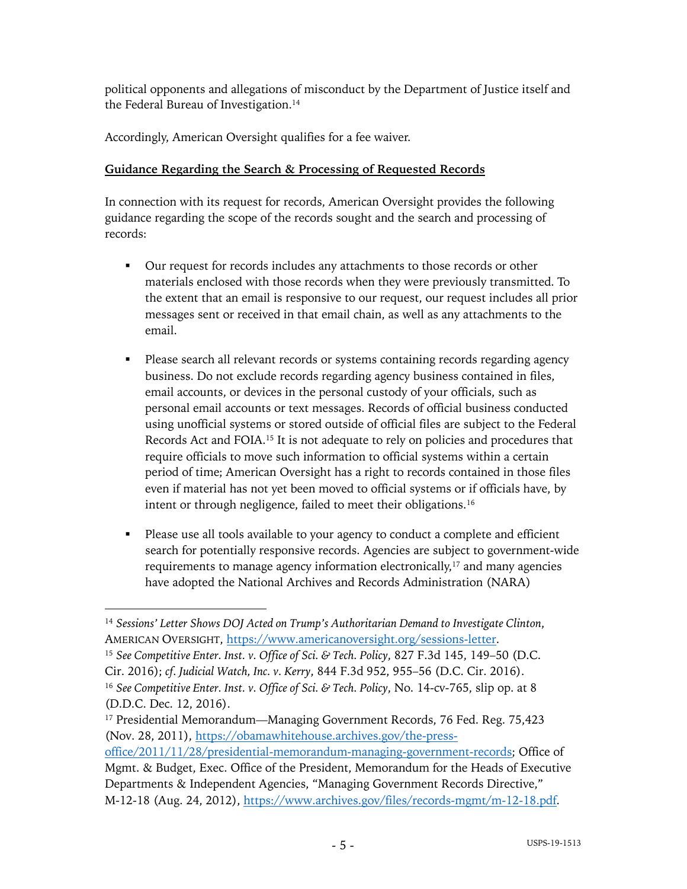political opponents and allegations of misconduct by the Department of Justice itself and the Federal Bureau of Investigation.[14]

Accordingly, American Oversight qualifies for a fee waiver.

**Guidance Regarding the Search & Processing of Requested Records**

In connection with its request for records, American Oversight provides the following guidance regarding the scope of the records sought and the search and processing of records:

- Our request for records includes any attachments to those records or other materials enclosed with those records when they were previously transmitted. To the extent that an email is responsive to our request, our request includes all prior messages sent or received in that email chain, as well as any attachments to the email.

- Please search all relevant records or systems containing records regarding agency business. Do not exclude records regarding agency business contained in files, email accounts, or devices in the personal custody of your officials, such as personal email accounts or text messages. Records of official business conducted using unofficial systems or stored outside of official files are subject to the Federal Records Act and FOIA.[15] It is not adequate to rely on policies and procedures that require officials to move such information to official systems within a certain period of time; American Oversight has a right to records contained in those files even if material has not yet been moved to official systems or if officials have, by intent or through negligence, failed to meet their obligations.[16]

- Please use all tools available to your agency to conduct a complete and efficient search for potentially responsive records. Agencies are subject to government-wide requirements to manage agency information electronically,[17] and many agencies have adopted the National Archives and Records Administration (NARA)

---

[14] *Sessions' Letter Shows DOJ Acted on Trump's Authoritarian Demand to Investigate Clinton*, AMERICAN OVERSIGHT, https://www.americanoversight.org/sessions-letter.

[15] *See Competitive Enter. Inst. v. Office of Sci. & Tech. Policy*, 827 F.3d 145, 149–50 (D.C. Cir. 2016); *cf. Judicial Watch, Inc. v. Kerry*, 844 F.3d 952, 955–56 (D.C. Cir. 2016).

[16] *See Competitive Enter. Inst. v. Office of Sci. & Tech. Policy*, No. 14-cv-765, slip op. at 8 (D.D.C. Dec. 12, 2016).

[17] Presidential Memorandum—Managing Government Records, 76 Fed. Reg. 75,423 (Nov. 28, 2011), https://obamawhitehouse.archives.gov/the-press-office/2011/11/28/presidential-memorandum-managing-government-records; Office of Mgmt. & Budget, Exec. Office of the President, Memorandum for the Heads of Executive Departments & Independent Agencies, "Managing Government Records Directive," M-12-18 (Aug. 24, 2012), https://www.archives.gov/files/records-mgmt/m-12-18.pdf.

USPS-19-1513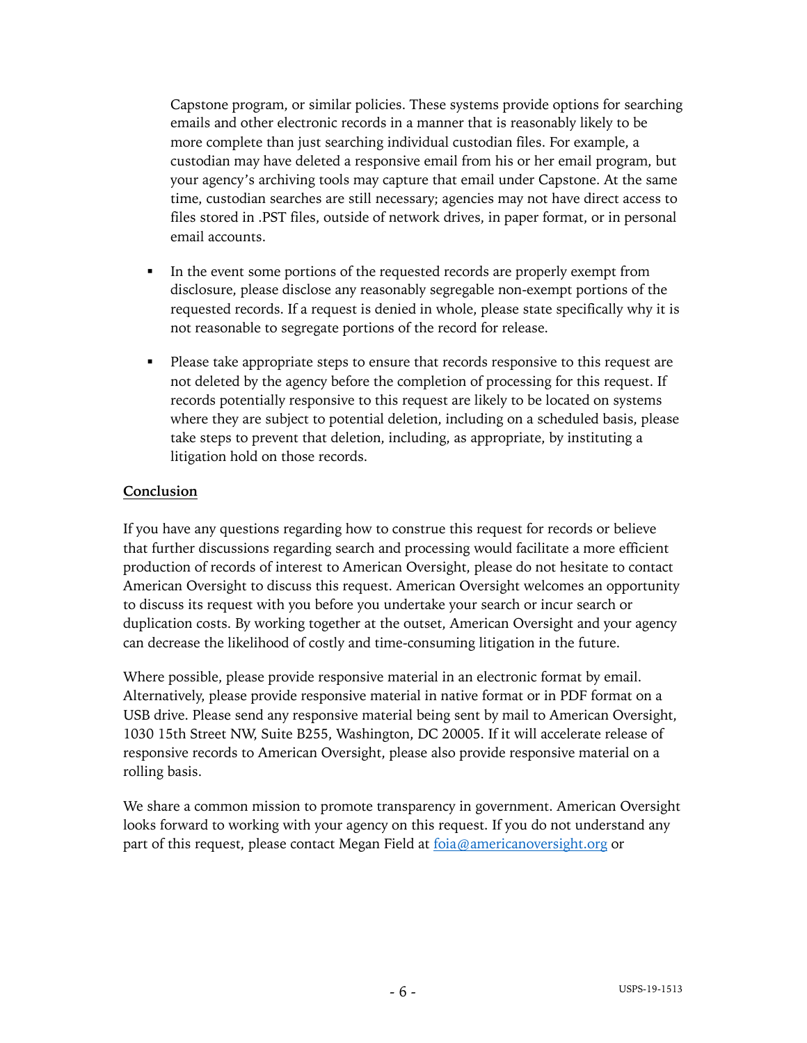Capstone program, or similar policies. These systems provide options for searching emails and other electronic records in a manner that is reasonably likely to be more complete than just searching individual custodian files. For example, a custodian may have deleted a responsive email from his or her email program, but your agency's archiving tools may capture that email under Capstone. At the same time, custodian searches are still necessary; agencies may not have direct access to files stored in .PST files, outside of network drives, in paper format, or in personal email accounts.

- In the event some portions of the requested records are properly exempt from disclosure, please disclose any reasonably segregable non-exempt portions of the requested records. If a request is denied in whole, please state specifically why it is not reasonable to segregate portions of the record for release.

- Please take appropriate steps to ensure that records responsive to this request are not deleted by the agency before the completion of processing for this request. If records potentially responsive to this request are likely to be located on systems where they are subject to potential deletion, including on a scheduled basis, please take steps to prevent that deletion, including, as appropriate, by instituting a litigation hold on those records.

**Conclusion**

If you have any questions regarding how to construe this request for records or believe that further discussions regarding search and processing would facilitate a more efficient production of records of interest to American Oversight, please do not hesitate to contact American Oversight to discuss this request. American Oversight welcomes an opportunity to discuss its request with you before you undertake your search or incur search or duplication costs. By working together at the outset, American Oversight and your agency can decrease the likelihood of costly and time-consuming litigation in the future.

Where possible, please provide responsive material in an electronic format by email. Alternatively, please provide responsive material in native format or in PDF format on a USB drive. Please send any responsive material being sent by mail to American Oversight, 1030 15th Street NW, Suite B255, Washington, DC 20005. If it will accelerate release of responsive records to American Oversight, please also provide responsive material on a rolling basis.

We share a common mission to promote transparency in government. American Oversight looks forward to working with your agency on this request. If you do not understand any part of this request, please contact Megan Field at foia@americanoversight.org or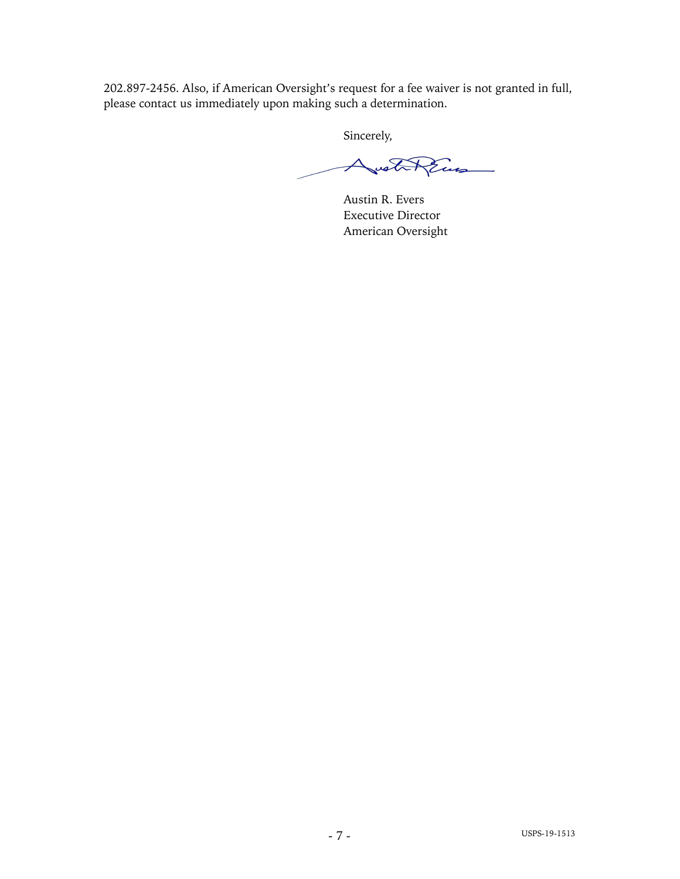202.897-2456. Also, if American Oversight's request for a fee waiver is not granted in full, please contact us immediately upon making such a determination.

Sincerely,

Austin R. Evers
Executive Director
American Oversight

USPS-19-1513